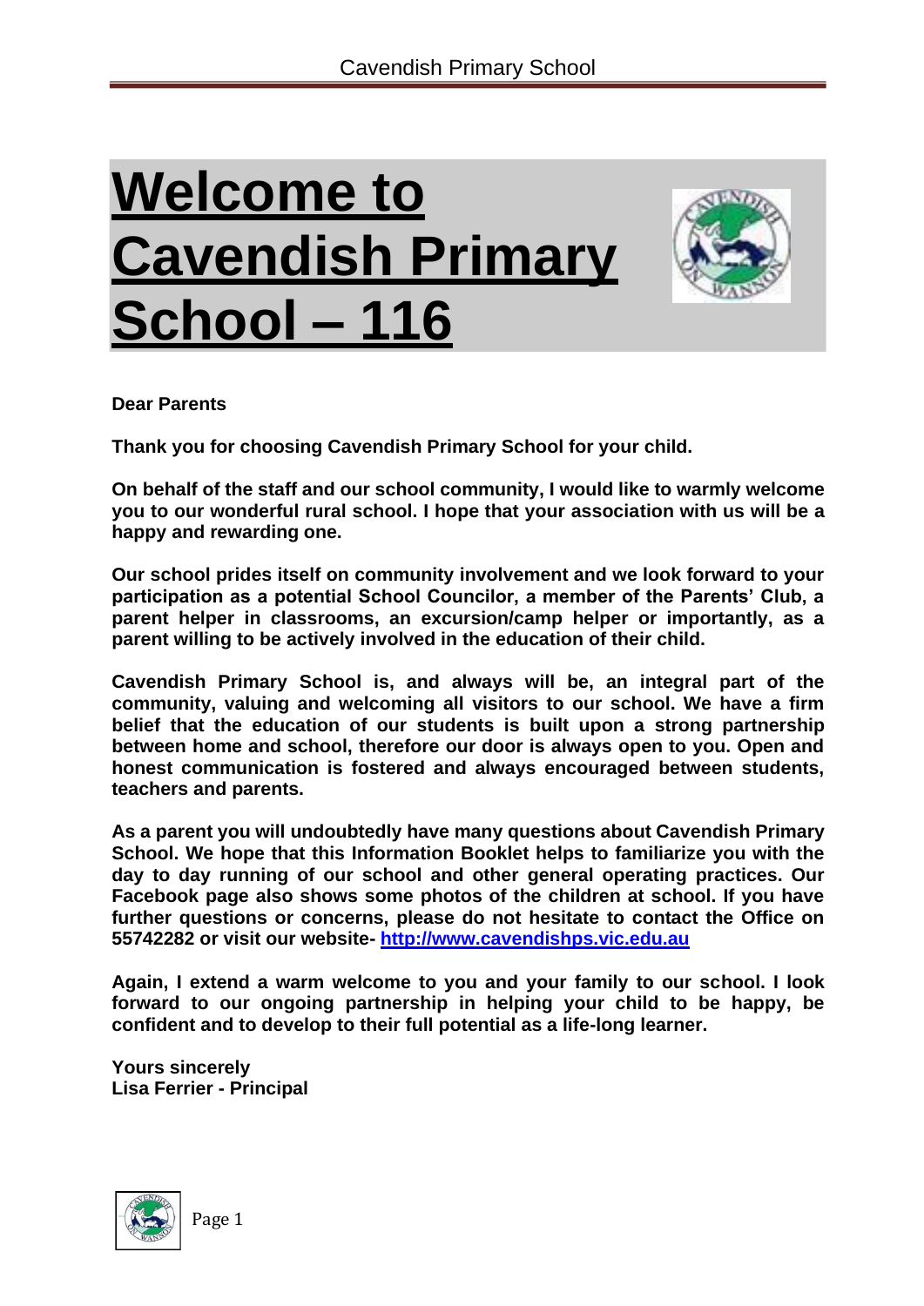# Welcome to Cavendish Primary School – 116

**Dear Parents**

**Thank you for choosing Cavendish Primary School for your child.**

**On behalf of the staff and our school community, I would like to warmly welcome you to our wonderful rural school. I hope that your association with us will be a happy and rewarding one.**

**Our school prides itself on community involvement and we look forward to your participation as a potential School Councilor, a member of the Parents' Club, a parent helper in classrooms, an excursion/camp helper or importantly, as a parent willing to be actively involved in the education of their child.**

**Cavendish Primary School is, and always will be, an integral part of the community, valuing and welcoming all visitors to our school. We have a firm belief that the education of our students is built upon a strong partnership between home and school, therefore our door is always open to you. Open and honest communication is fostered and always encouraged between students, teachers and parents.**

**As a parent you will undoubtedly have many questions about Cavendish Primary School. We hope that this Information Booklet helps to familiarize you with the day to day running of our school and other general operating practices. Our Facebook page also shows some photos of the children at school. If you have further questions or concerns, please do not hesitate to contact the Office on 55742282 or visit our website- [http://www.cavendishps.vic.edu.au](http://www.cavendishps.vic.edu.au)**

**Again, I extend a warm welcome to you and your family to our school. I look forward to our ongoing partnership in helping your child to be happy, be confident and to develop to their full potential as a life-long learner.**

**Yours sincerely**
**Lisa Ferrier - Principal**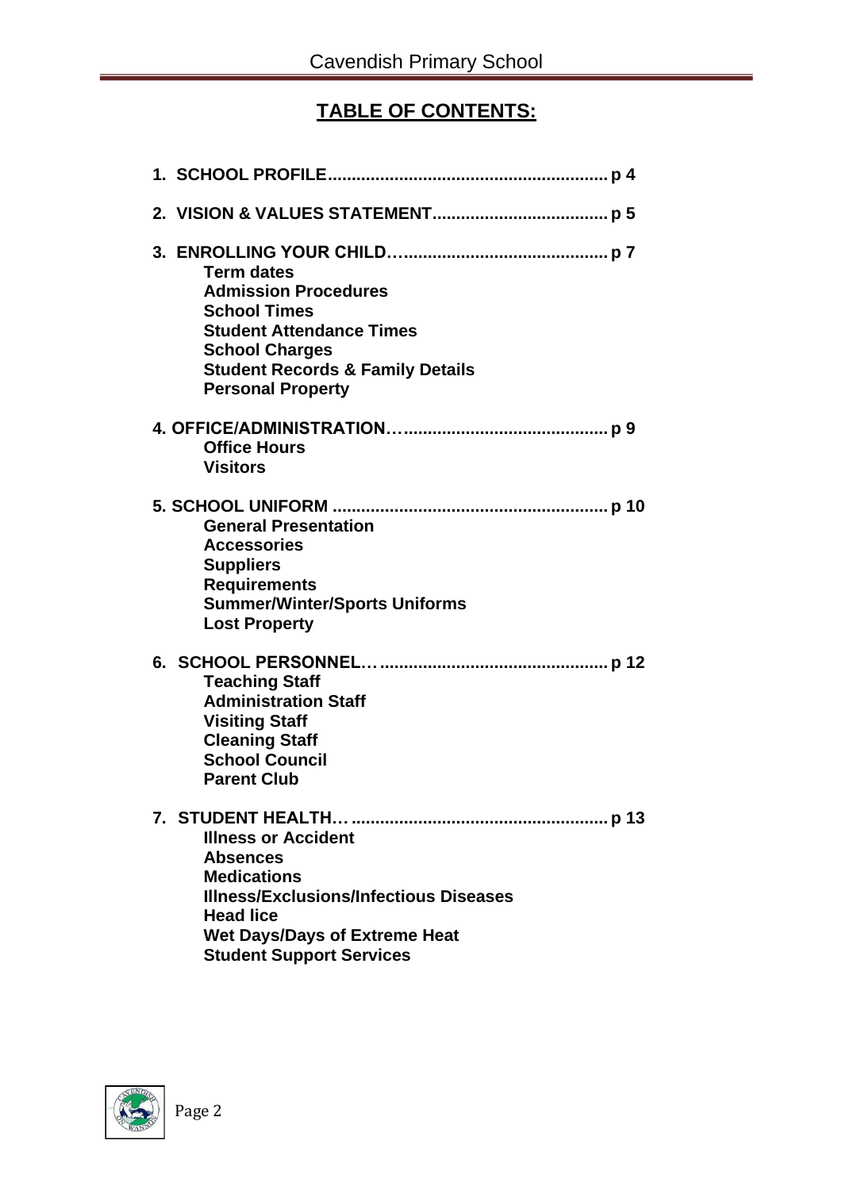# TABLE OF CONTENTS:

**1. SCHOOL PROFILE........................................................... p 4**

**2. VISION & VALUES STATEMENT..................................... p 5**

**3. ENROLLING YOUR CHILD…......................................... p 7**
- **Term dates**
- **Admission Procedures**
- **School Times**
- **Student Attendance Times**
- **School Charges**
- **Student Records & Family Details**
- **Personal Property**

**4. OFFICE/ADMINISTRATION…......................................... p 9**
- **Office Hours**
- **Visitors**

**5. SCHOOL UNIFORM .......................................................... p 10**
- **General Presentation**
- **Accessories**
- **Suppliers**
- **Requirements**
- **Summer/Winter/Sports Uniforms**
- **Lost Property**

**6. SCHOOL PERSONNEL…............................................... p 12**
- **Teaching Staff**
- **Administration Staff**
- **Visiting Staff**
- **Cleaning Staff**
- **School Council**
- **Parent Club**

**7. STUDENT HEALTH… ...................................................... p 13**
- **Illness or Accident**
- **Absences**
- **Medications**
- **Illness/Exclusions/Infectious Diseases**
- **Head lice**
- **Wet Days/Days of Extreme Heat**
- **Student Support Services**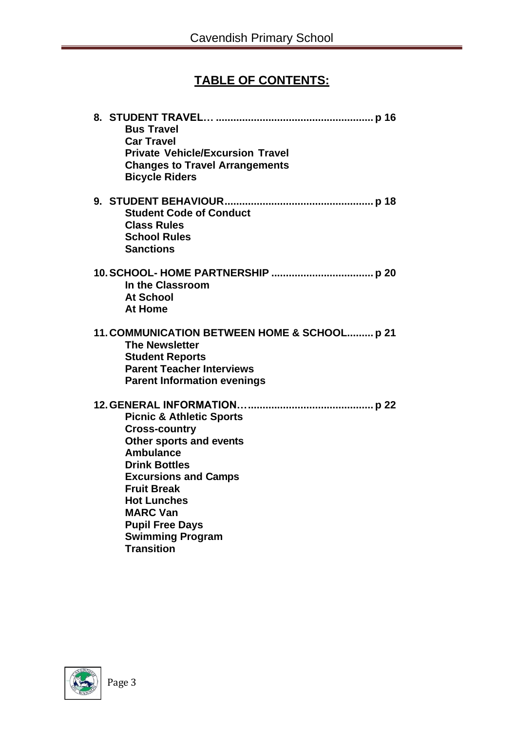## TABLE OF CONTENTS:

**8. STUDENT TRAVEL… ...................................................... p 16**
- **Bus Travel**
- **Car Travel**
- **Private Vehicle/Excursion Travel**
- **Changes to Travel Arrangements**
- **Bicycle Riders**

**9. STUDENT BEHAVIOUR................................................... p 18**
- **Student Code of Conduct**
- **Class Rules**
- **School Rules**
- **Sanctions**

**10. SCHOOL- HOME PARTNERSHIP ................................... p 20**
- **In the Classroom**
- **At School**
- **At Home**

**11. COMMUNICATION BETWEEN HOME & SCHOOL......... p 21**
- **The Newsletter**
- **Student Reports**
- **Parent Teacher Interviews**
- **Parent Information evenings**

**12. GENERAL INFORMATION…......................................... p 22**
- **Picnic & Athletic Sports**
- **Cross-country**
- **Other sports and events**
- **Ambulance**
- **Drink Bottles**
- **Excursions and Camps**
- **Fruit Break**
- **Hot Lunches**
- **MARC Van**
- **Pupil Free Days**
- **Swimming Program**
- **Transition**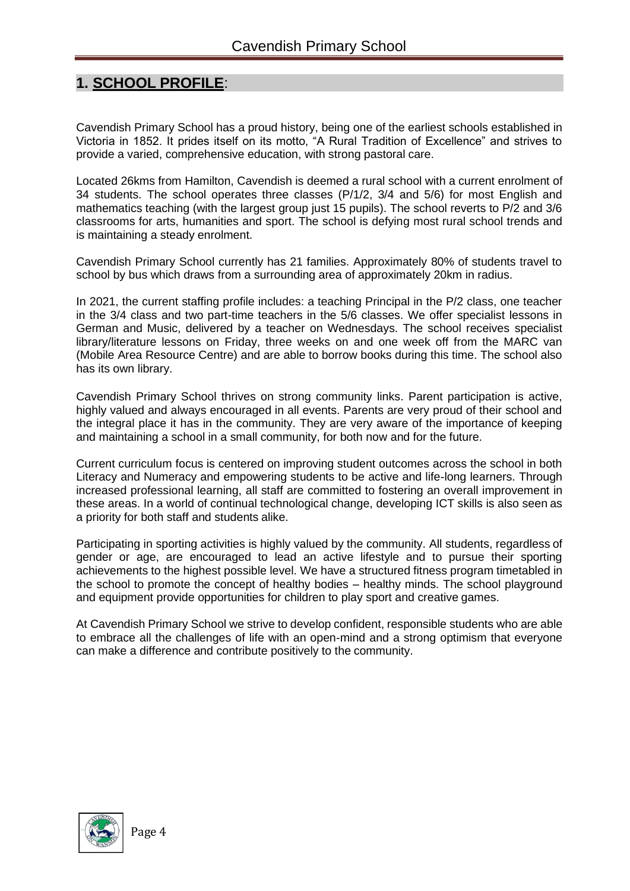## 1. SCHOOL PROFILE:

Cavendish Primary School has a proud history, being one of the earliest schools established in Victoria in 1852. It prides itself on its motto, "A Rural Tradition of Excellence" and strives to provide a varied, comprehensive education, with strong pastoral care.

Located 26kms from Hamilton, Cavendish is deemed a rural school with a current enrolment of 34 students. The school operates three classes (P/1/2, 3/4 and 5/6) for most English and mathematics teaching (with the largest group just 15 pupils). The school reverts to P/2 and 3/6 classrooms for arts, humanities and sport. The school is defying most rural school trends and is maintaining a steady enrolment.

Cavendish Primary School currently has 21 families. Approximately 80% of students travel to school by bus which draws from a surrounding area of approximately 20km in radius.

In 2021, the current staffing profile includes: a teaching Principal in the P/2 class, one teacher in the 3/4 class and two part-time teachers in the 5/6 classes. We offer specialist lessons in German and Music, delivered by a teacher on Wednesdays. The school receives specialist library/literature lessons on Friday, three weeks on and one week off from the MARC van (Mobile Area Resource Centre) and are able to borrow books during this time. The school also has its own library.

Cavendish Primary School thrives on strong community links. Parent participation is active, highly valued and always encouraged in all events. Parents are very proud of their school and the integral place it has in the community. They are very aware of the importance of keeping and maintaining a school in a small community, for both now and for the future.

Current curriculum focus is centered on improving student outcomes across the school in both Literacy and Numeracy and empowering students to be active and life-long learners. Through increased professional learning, all staff are committed to fostering an overall improvement in these areas. In a world of continual technological change, developing ICT skills is also seen as a priority for both staff and students alike.

Participating in sporting activities is highly valued by the community. All students, regardless of gender or age, are encouraged to lead an active lifestyle and to pursue their sporting achievements to the highest possible level. We have a structured fitness program timetabled in the school to promote the concept of healthy bodies – healthy minds. The school playground and equipment provide opportunities for children to play sport and creative games.

At Cavendish Primary School we strive to develop confident, responsible students who are able to embrace all the challenges of life with an open-mind and a strong optimism that everyone can make a difference and contribute positively to the community.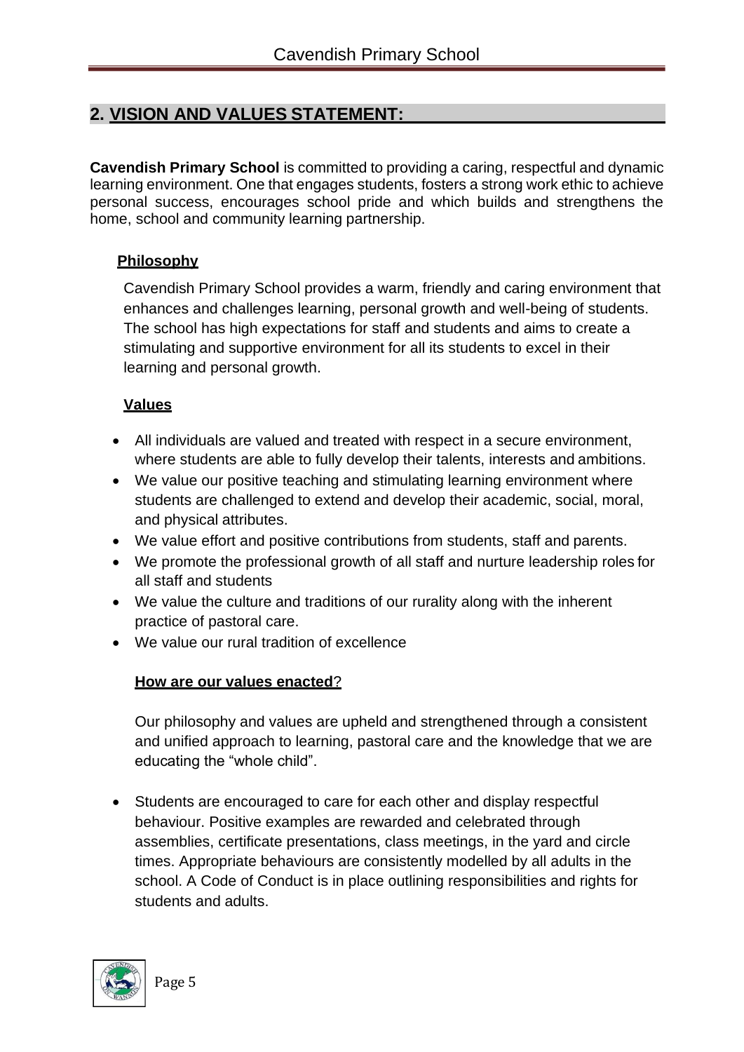## 2. VISION AND VALUES STATEMENT:

**Cavendish Primary School** is committed to providing a caring, respectful and dynamic learning environment. One that engages students, fosters a strong work ethic to achieve personal success, encourages school pride and which builds and strengthens the home, school and community learning partnership.

### Philosophy

Cavendish Primary School provides a warm, friendly and caring environment that enhances and challenges learning, personal growth and well-being of students. The school has high expectations for staff and students and aims to create a stimulating and supportive environment for all its students to excel in their learning and personal growth.

### Values

- All individuals are valued and treated with respect in a secure environment, where students are able to fully develop their talents, interests and ambitions.
- We value our positive teaching and stimulating learning environment where students are challenged to extend and develop their academic, social, moral, and physical attributes.
- We value effort and positive contributions from students, staff and parents.
- We promote the professional growth of all staff and nurture leadership roles for all staff and students
- We value the culture and traditions of our rurality along with the inherent practice of pastoral care.
- We value our rural tradition of excellence

#### How are our values enacted?

Our philosophy and values are upheld and strengthened through a consistent and unified approach to learning, pastoral care and the knowledge that we are educating the "whole child".

- Students are encouraged to care for each other and display respectful behaviour. Positive examples are rewarded and celebrated through assemblies, certificate presentations, class meetings, in the yard and circle times. Appropriate behaviours are consistently modelled by all adults in the school. A Code of Conduct is in place outlining responsibilities and rights for students and adults.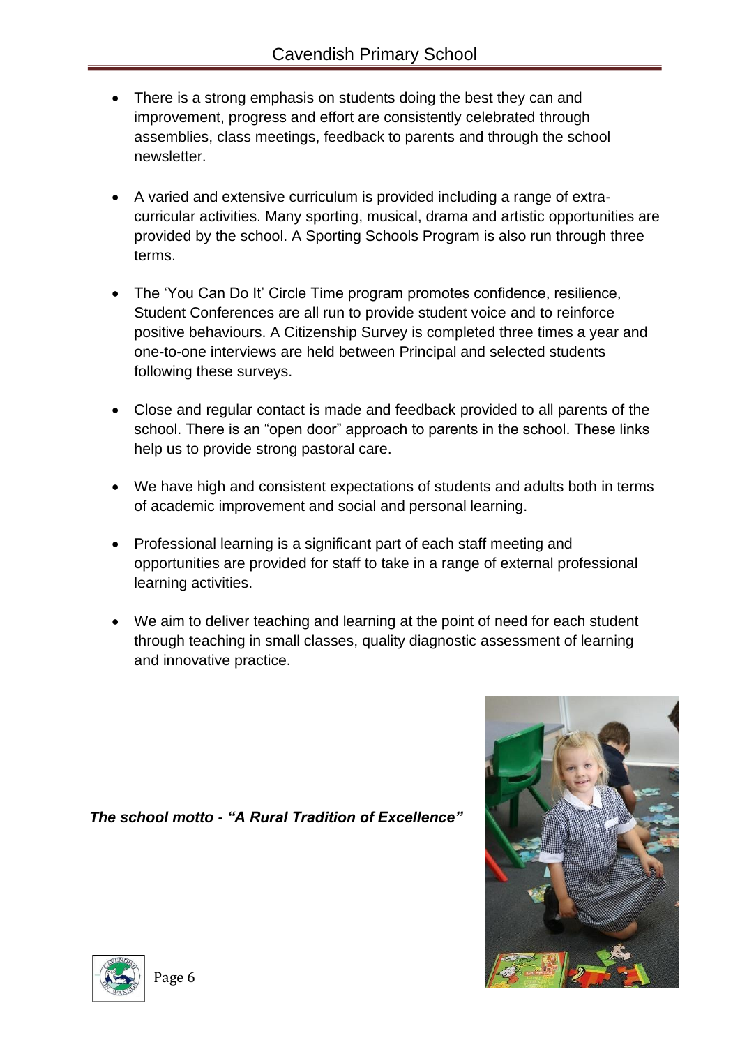- There is a strong emphasis on students doing the best they can and improvement, progress and effort are consistently celebrated through assemblies, class meetings, feedback to parents and through the school newsletter.

- A varied and extensive curriculum is provided including a range of extra-curricular activities. Many sporting, musical, drama and artistic opportunities are provided by the school. A Sporting Schools Program is also run through three terms.

- The 'You Can Do It' Circle Time program promotes confidence, resilience, Student Conferences are all run to provide student voice and to reinforce positive behaviours. A Citizenship Survey is completed three times a year and one-to-one interviews are held between Principal and selected students following these surveys.

- Close and regular contact is made and feedback provided to all parents of the school. There is an "open door" approach to parents in the school. These links help us to provide strong pastoral care.

- We have high and consistent expectations of students and adults both in terms of academic improvement and social and personal learning.

- Professional learning is a significant part of each staff meeting and opportunities are provided for staff to take in a range of external professional learning activities.

- We aim to deliver teaching and learning at the point of need for each student through teaching in small classes, quality diagnostic assessment of learning and innovative practice.

***The school motto - "A Rural Tradition of Excellence"***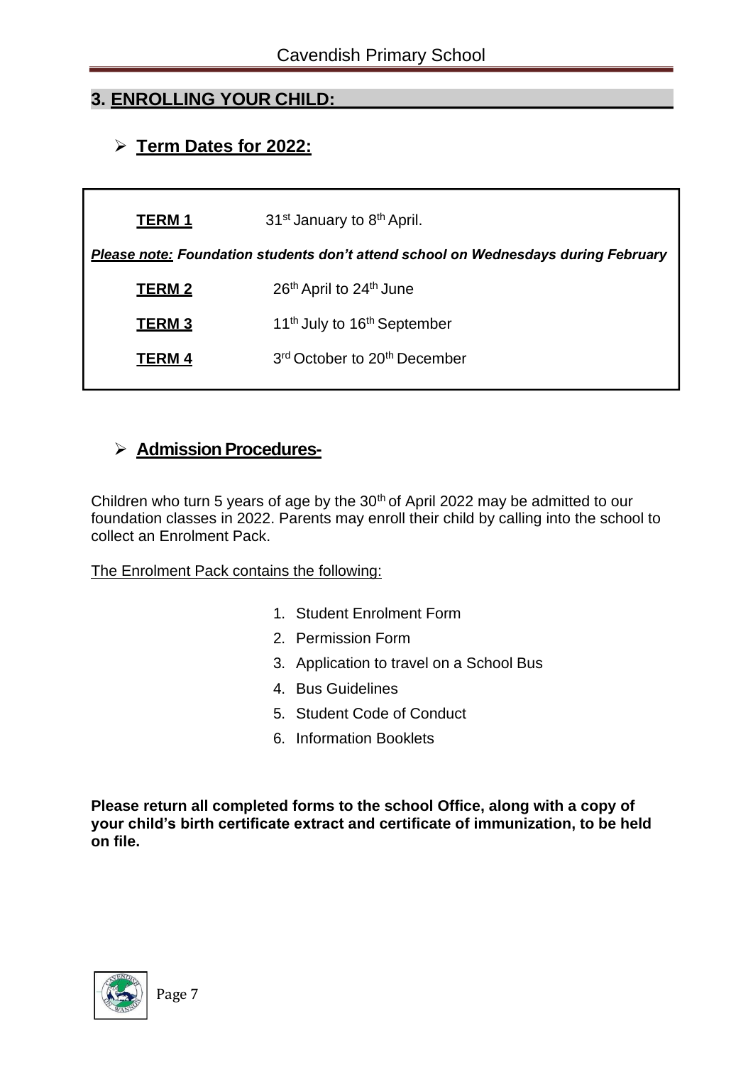## 3. ENROLLING YOUR CHILD:

### **Term Dates for 2022:**

| | |
|---|---|
| **TERM 1** | 31st January to 8th April. |
| ***Please note:* Foundation students don't attend school on Wednesdays during February** | |
| **TERM 2** | 26th April to 24th June |
| **TERM 3** | 11th July to 16th September |
| **TERM 4** | 3rd October to 20th December |

### **Admission Procedures-**

Children who turn 5 years of age by the 30th of April 2022 may be admitted to our foundation classes in 2022. Parents may enroll their child by calling into the school to collect an Enrolment Pack.

The Enrolment Pack contains the following:

1. Student Enrolment Form
2. Permission Form
3. Application to travel on a School Bus
4. Bus Guidelines
5. Student Code of Conduct
6. Information Booklets

**Please return all completed forms to the school Office, along with a copy of your child's birth certificate extract and certificate of immunization, to be held on file.**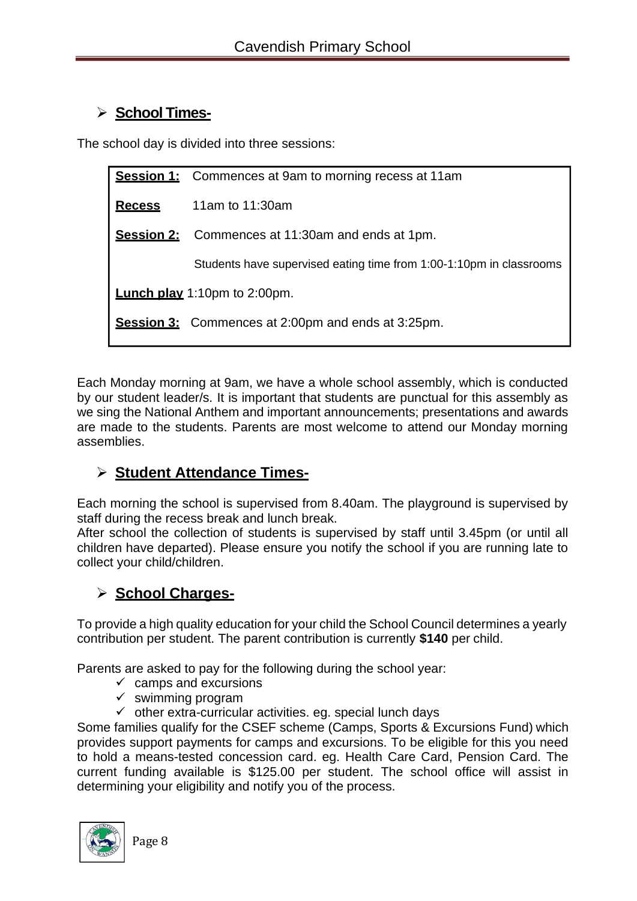## **School Times-**

The school day is divided into three sessions:

| | |
|---|---|
| **Session 1:** | Commences at 9am to morning recess at 11am |
| **Recess** | 11am to 11:30am |
| **Session 2:** | Commences at 11:30am and ends at 1pm. |
| | Students have supervised eating time from 1:00-1:10pm in classrooms |
| **Lunch play** | 1:10pm to 2:00pm. |
| **Session 3:** | Commences at 2:00pm and ends at 3:25pm. |

Each Monday morning at 9am, we have a whole school assembly, which is conducted by our student leader/s. It is important that students are punctual for this assembly as we sing the National Anthem and important announcements; presentations and awards are made to the students. Parents are most welcome to attend our Monday morning assemblies.

## **Student Attendance Times-**

Each morning the school is supervised from 8.40am. The playground is supervised by staff during the recess break and lunch break.
After school the collection of students is supervised by staff until 3.45pm (or until all children have departed). Please ensure you notify the school if you are running late to collect your child/children.

## **School Charges-**

To provide a high quality education for your child the School Council determines a yearly contribution per student. The parent contribution is currently **$140** per child.

Parents are asked to pay for the following during the school year:

- ✓ camps and excursions
- ✓ swimming program
- ✓ other extra-curricular activities. eg. special lunch days

Some families qualify for the CSEF scheme (Camps, Sports & Excursions Fund) which provides support payments for camps and excursions. To be eligible for this you need to hold a means-tested concession card. eg. Health Care Card, Pension Card. The current funding available is $125.00 per student. The school office will assist in determining your eligibility and notify you of the process.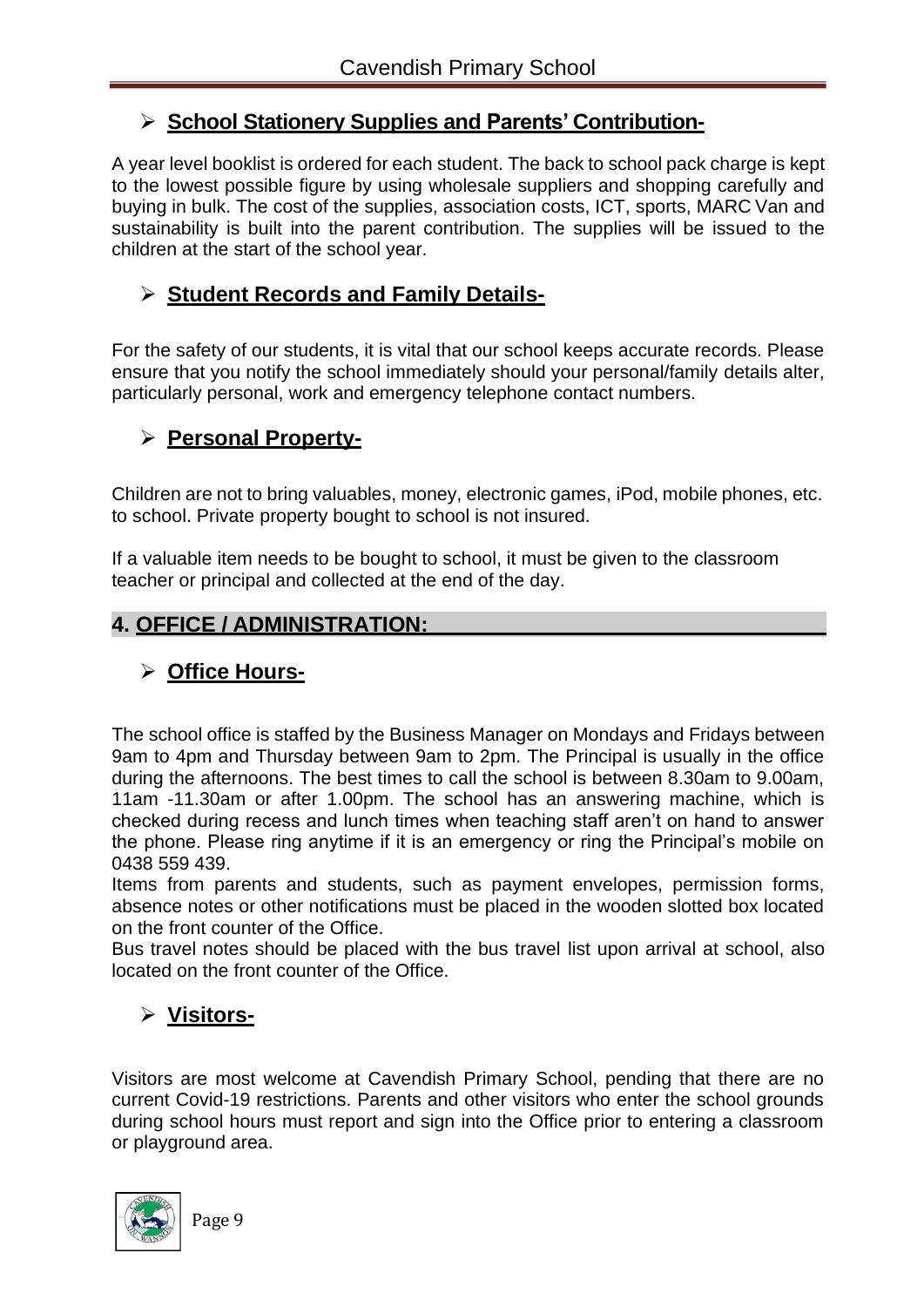### School Stationery Supplies and Parents' Contribution-

A year level booklist is ordered for each student. The back to school pack charge is kept to the lowest possible figure by using wholesale suppliers and shopping carefully and buying in bulk. The cost of the supplies, association costs, ICT, sports, MARC Van and sustainability is built into the parent contribution. The supplies will be issued to the children at the start of the school year.

### Student Records and Family Details-

For the safety of our students, it is vital that our school keeps accurate records. Please ensure that you notify the school immediately should your personal/family details alter, particularly personal, work and emergency telephone contact numbers.

### Personal Property-

Children are not to bring valuables, money, electronic games, iPod, mobile phones, etc. to school. Private property bought to school is not insured.

If a valuable item needs to be bought to school, it must be given to the classroom teacher or principal and collected at the end of the day.

## 4. OFFICE / ADMINISTRATION:

### Office Hours-

The school office is staffed by the Business Manager on Mondays and Fridays between 9am to 4pm and Thursday between 9am to 2pm. The Principal is usually in the office during the afternoons. The best times to call the school is between 8.30am to 9.00am, 11am -11.30am or after 1.00pm. The school has an answering machine, which is checked during recess and lunch times when teaching staff aren't on hand to answer the phone. Please ring anytime if it is an emergency or ring the Principal's mobile on 0438 559 439.

Items from parents and students, such as payment envelopes, permission forms, absence notes or other notifications must be placed in the wooden slotted box located on the front counter of the Office.

Bus travel notes should be placed with the bus travel list upon arrival at school, also located on the front counter of the Office.

### Visitors-

Visitors are most welcome at Cavendish Primary School, pending that there are no current Covid-19 restrictions. Parents and other visitors who enter the school grounds during school hours must report and sign into the Office prior to entering a classroom or playground area.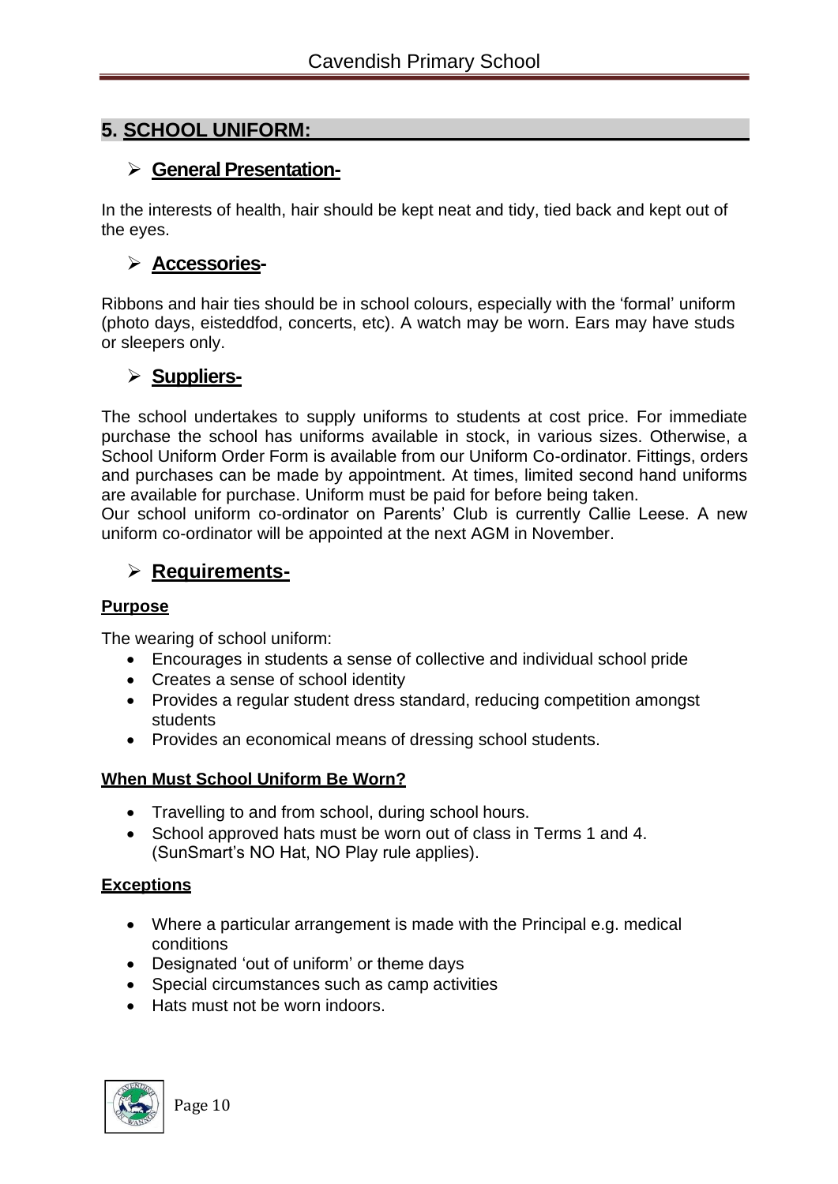## 5. SCHOOL UNIFORM:

### General Presentation-

In the interests of health, hair should be kept neat and tidy, tied back and kept out of the eyes.

### Accessories-

Ribbons and hair ties should be in school colours, especially with the 'formal' uniform (photo days, eisteddfod, concerts, etc). A watch may be worn. Ears may have studs or sleepers only.

### Suppliers-

The school undertakes to supply uniforms to students at cost price. For immediate purchase the school has uniforms available in stock, in various sizes. Otherwise, a School Uniform Order Form is available from our Uniform Co-ordinator. Fittings, orders and purchases can be made by appointment. At times, limited second hand uniforms are available for purchase. Uniform must be paid for before being taken.
Our school uniform co-ordinator on Parents' Club is currently Callie Leese. A new uniform co-ordinator will be appointed at the next AGM in November.

### Requirements-

#### Purpose

The wearing of school uniform:

- Encourages in students a sense of collective and individual school pride
- Creates a sense of school identity
- Provides a regular student dress standard, reducing competition amongst students
- Provides an economical means of dressing school students.

#### When Must School Uniform Be Worn?

- Travelling to and from school, during school hours.
- School approved hats must be worn out of class in Terms 1 and 4. (SunSmart's NO Hat, NO Play rule applies).

#### Exceptions

- Where a particular arrangement is made with the Principal e.g. medical conditions
- Designated 'out of uniform' or theme days
- Special circumstances such as camp activities
- Hats must not be worn indoors.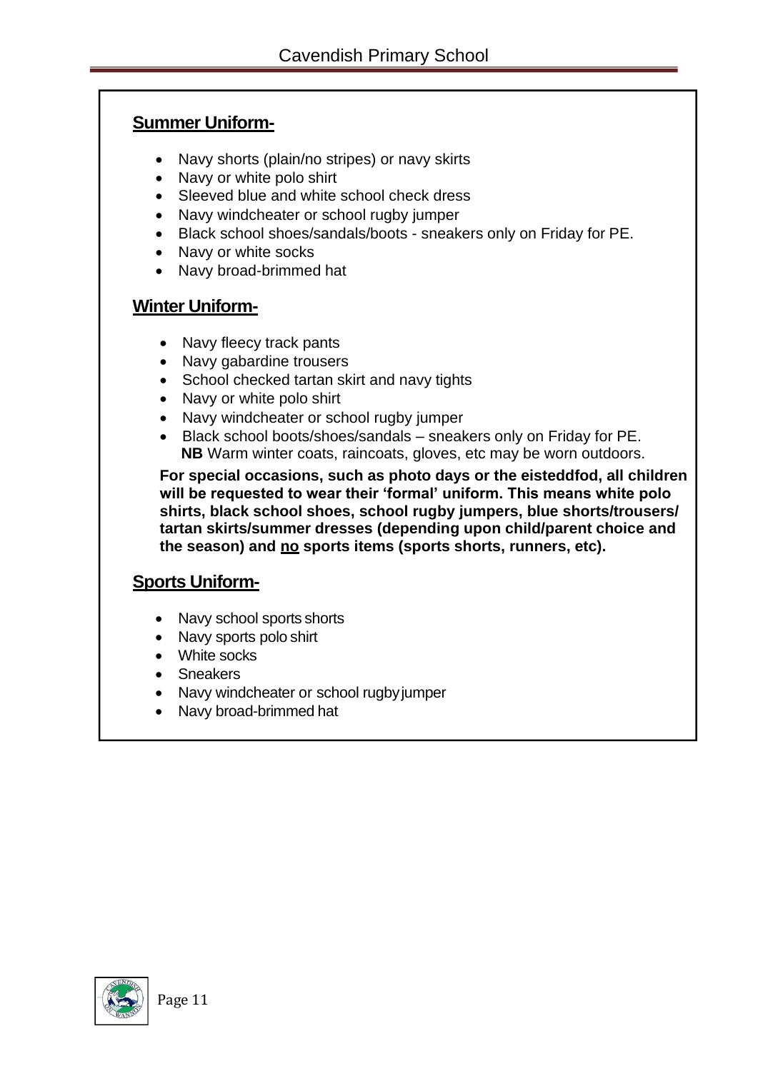## Summer Uniform-

- Navy shorts (plain/no stripes) or navy skirts
- Navy or white polo shirt
- Sleeved blue and white school check dress
- Navy windcheater or school rugby jumper
- Black school shoes/sandals/boots - sneakers only on Friday for PE.
- Navy or white socks
- Navy broad-brimmed hat

## Winter Uniform-

- Navy fleecy track pants
- Navy gabardine trousers
- School checked tartan skirt and navy tights
- Navy or white polo shirt
- Navy windcheater or school rugby jumper
- Black school boots/shoes/sandals – sneakers only on Friday for PE.
  **NB** Warm winter coats, raincoats, gloves, etc may be worn outdoors.

**For special occasions, such as photo days or the eisteddfod, all children will be requested to wear their 'formal' uniform. This means white polo shirts, black school shoes, school rugby jumpers, blue shorts/trousers/ tartan skirts/summer dresses (depending upon child/parent choice and the season) and <u>no</u> sports items (sports shorts, runners, etc).**

## Sports Uniform-

- Navy school sports shorts
- Navy sports polo shirt
- White socks
- Sneakers
- Navy windcheater or school rugby jumper
- Navy broad-brimmed hat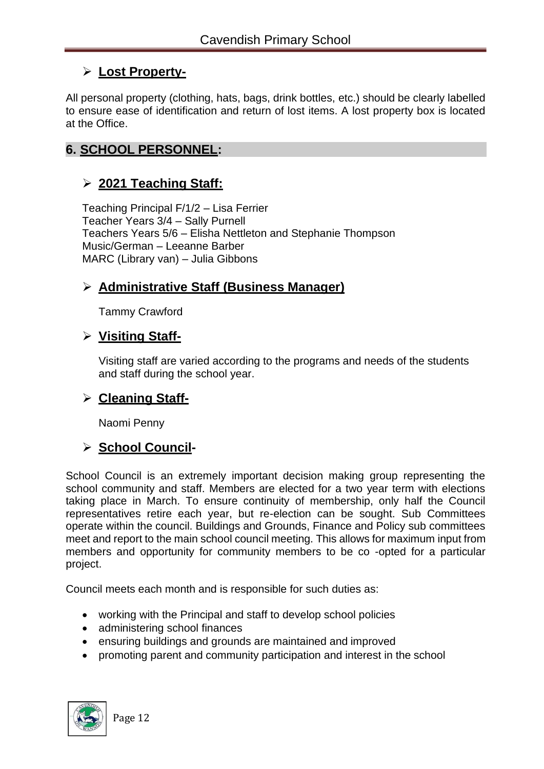- **Lost Property-**

All personal property (clothing, hats, bags, drink bottles, etc.) should be clearly labelled to ensure ease of identification and return of lost items. A lost property box is located at the Office.

## 6. SCHOOL PERSONNEL:

- **2021 Teaching Staff:**

Teaching Principal F/1/2 – Lisa Ferrier
Teacher Years 3/4 – Sally Purnell
Teachers Years 5/6 – Elisha Nettleton and Stephanie Thompson
Music/German – Leeanne Barber
MARC (Library van) – Julia Gibbons

- **Administrative Staff (Business Manager)**

Tammy Crawford

- **Visiting Staff-**

Visiting staff are varied according to the programs and needs of the students and staff during the school year.

- **Cleaning Staff-**

Naomi Penny

- **School Council-**

School Council is an extremely important decision making group representing the school community and staff. Members are elected for a two year term with elections taking place in March. To ensure continuity of membership, only half the Council representatives retire each year, but re-election can be sought. Sub Committees operate within the council. Buildings and Grounds, Finance and Policy sub committees meet and report to the main school council meeting. This allows for maximum input from members and opportunity for community members to be co -opted for a particular project.

Council meets each month and is responsible for such duties as:

- working with the Principal and staff to develop school policies
- administering school finances
- ensuring buildings and grounds are maintained and improved
- promoting parent and community participation and interest in the school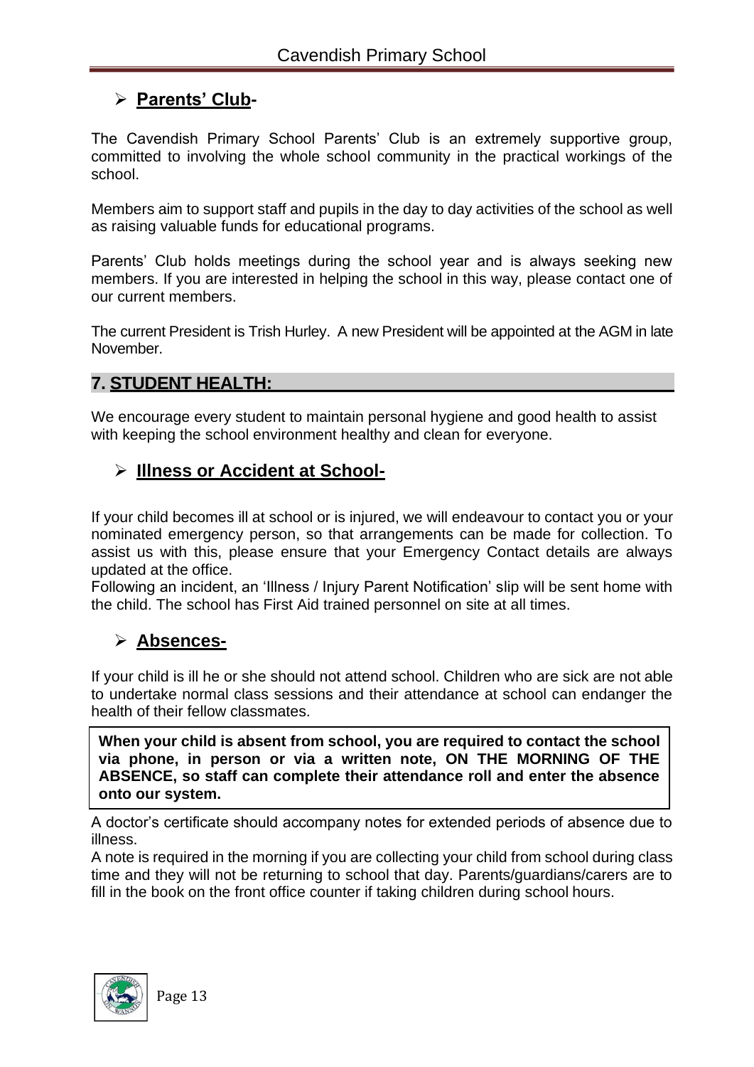### **Parents' Club-**

The Cavendish Primary School Parents' Club is an extremely supportive group, committed to involving the whole school community in the practical workings of the school.

Members aim to support staff and pupils in the day to day activities of the school as well as raising valuable funds for educational programs.

Parents' Club holds meetings during the school year and is always seeking new members. If you are interested in helping the school in this way, please contact one of our current members.

The current President is Trish Hurley. A new President will be appointed at the AGM in late November.

## **7. STUDENT HEALTH:**

We encourage every student to maintain personal hygiene and good health to assist with keeping the school environment healthy and clean for everyone.

### **Illness or Accident at School-**

If your child becomes ill at school or is injured, we will endeavour to contact you or your nominated emergency person, so that arrangements can be made for collection. To assist us with this, please ensure that your Emergency Contact details are always updated at the office.

Following an incident, an 'Illness / Injury Parent Notification' slip will be sent home with the child. The school has First Aid trained personnel on site at all times.

### **Absences-**

If your child is ill he or she should not attend school. Children who are sick are not able to undertake normal class sessions and their attendance at school can endanger the health of their fellow classmates.

**When your child is absent from school, you are required to contact the school via phone, in person or via a written note, ON THE MORNING OF THE ABSENCE, so staff can complete their attendance roll and enter the absence onto our system.**

A doctor's certificate should accompany notes for extended periods of absence due to illness.

A note is required in the morning if you are collecting your child from school during class time and they will not be returning to school that day. Parents/guardians/carers are to fill in the book on the front office counter if taking children during school hours.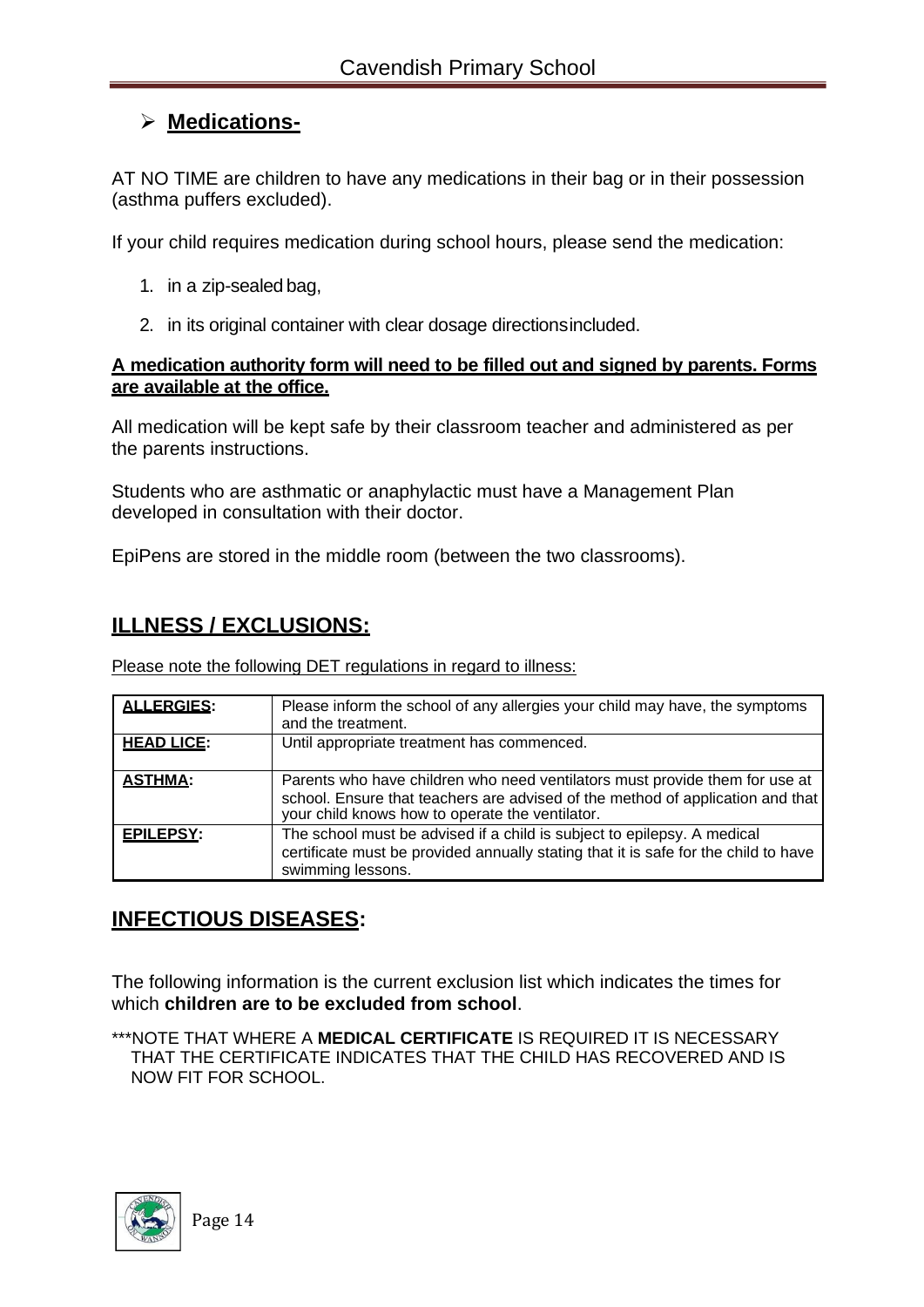## ➢ **Medications-**

AT NO TIME are children to have any medications in their bag or in their possession (asthma puffers excluded).

If your child requires medication during school hours, please send the medication:

1. in a zip-sealed bag,
2. in its original container with clear dosage directions included.

**A medication authority form will need to be filled out and signed by parents. Forms are available at the office.**

All medication will be kept safe by their classroom teacher and administered as per the parents instructions.

Students who are asthmatic or anaphylactic must have a Management Plan developed in consultation with their doctor.

EpiPens are stored in the middle room (between the two classrooms).

## **ILLNESS / EXCLUSIONS:**

Please note the following DET regulations in regard to illness:

| | |
|---|---|
| **ALLERGIES:** | Please inform the school of any allergies your child may have, the symptoms and the treatment. |
| **HEAD LICE:** | Until appropriate treatment has commenced. |
| **ASTHMA:** | Parents who have children who need ventilators must provide them for use at school. Ensure that teachers are advised of the method of application and that your child knows how to operate the ventilator. |
| **EPILEPSY:** | The school must be advised if a child is subject to epilepsy. A medical certificate must be provided annually stating that it is safe for the child to have swimming lessons. |

## **INFECTIOUS DISEASES:**

The following information is the current exclusion list which indicates the times for which **children are to be excluded from school**.

***NOTE THAT WHERE A **MEDICAL CERTIFICATE** IS REQUIRED IT IS NECESSARY THAT THE CERTIFICATE INDICATES THAT THE CHILD HAS RECOVERED AND IS NOW FIT FOR SCHOOL.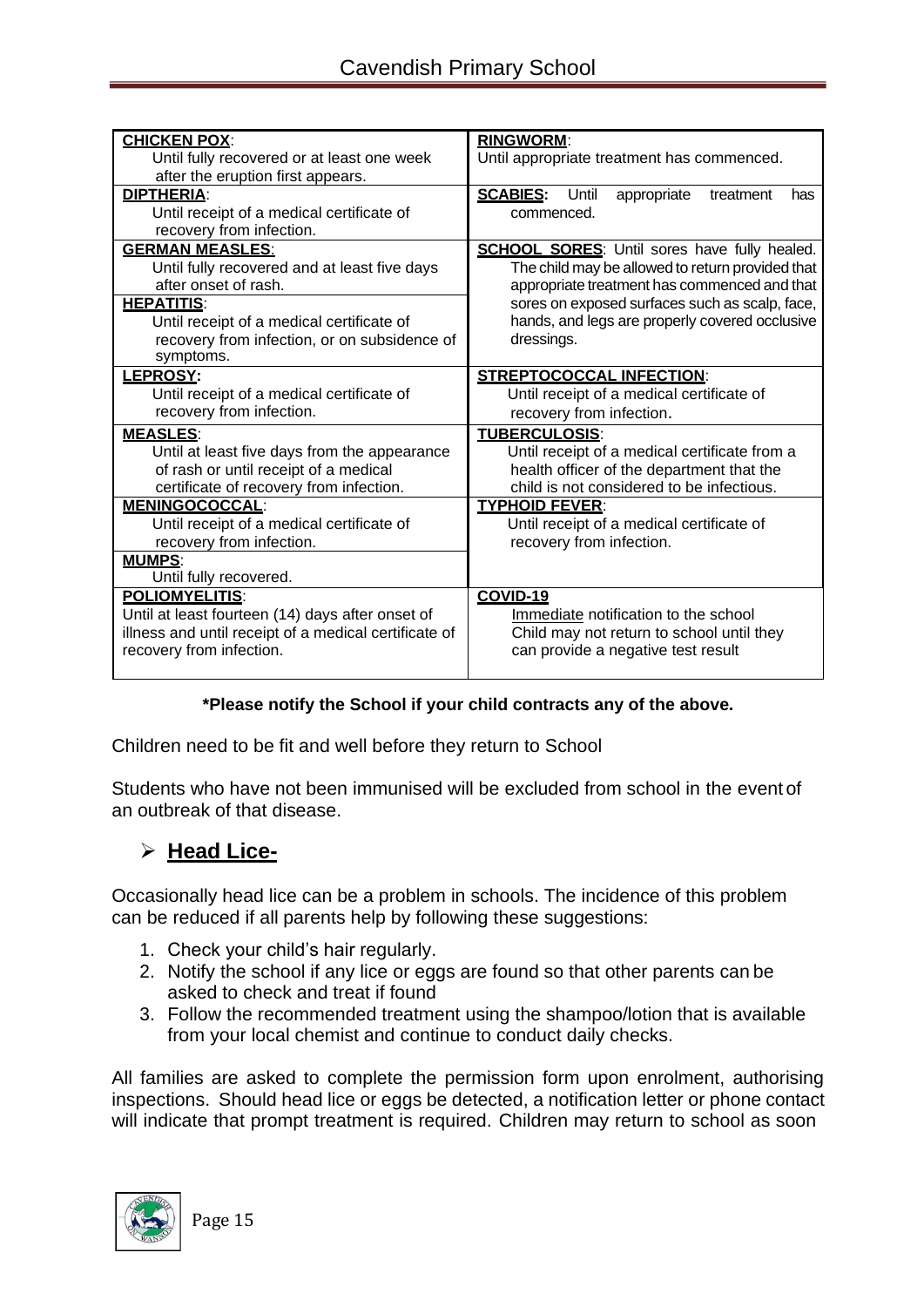| | |
|---|---|
| **CHICKEN POX**: Until fully recovered or at least one week after the eruption first appears. | **RINGWORM**: Until appropriate treatment has commenced. |
| **DIPTHERIA**: Until receipt of a medical certificate of recovery from infection. | **SCABIES:** Until appropriate treatment has commenced. |
| **GERMAN MEASLES**: Until fully recovered and at least five days after onset of rash.<br>**HEPATITIS**: Until receipt of a medical certificate of recovery from infection, or on subsidence of symptoms. | **SCHOOL SORES**: Until sores have fully healed. The child may be allowed to return provided that appropriate treatment has commenced and that sores on exposed surfaces such as scalp, face, hands, and legs are properly covered occlusive dressings. |
| **LEPROSY:** Until receipt of a medical certificate of recovery from infection. | **STREPTOCOCCAL INFECTION**: Until receipt of a medical certificate of recovery from infection. |
| **MEASLES**: Until at least five days from the appearance of rash or until receipt of a medical certificate of recovery from infection. | **TUBERCULOSIS**: Until receipt of a medical certificate from a health officer of the department that the child is not considered to be infectious. |
| **MENINGOCOCCAL**: Until receipt of a medical certificate of recovery from infection.<br>**MUMPS**: Until fully recovered. | **TYPHOID FEVER**: Until receipt of a medical certificate of recovery from infection. |
| **POLIOMYELITIS**: Until at least fourteen (14) days after onset of illness and until receipt of a medical certificate of recovery from infection. | **COVID-19**<br>Immediate notification to the school<br>Child may not return to school until they can provide a negative test result |

**\*Please notify the School if your child contracts any of the above.**

Children need to be fit and well before they return to School

Students who have not been immunised will be excluded from school in the event of an outbreak of that disease.

## ➢ Head Lice-

Occasionally head lice can be a problem in schools. The incidence of this problem can be reduced if all parents help by following these suggestions:

1. Check your child's hair regularly.
2. Notify the school if any lice or eggs are found so that other parents can be asked to check and treat if found
3. Follow the recommended treatment using the shampoo/lotion that is available from your local chemist and continue to conduct daily checks.

All families are asked to complete the permission form upon enrolment, authorising inspections. Should head lice or eggs be detected, a notification letter or phone contact will indicate that prompt treatment is required. Children may return to school as soon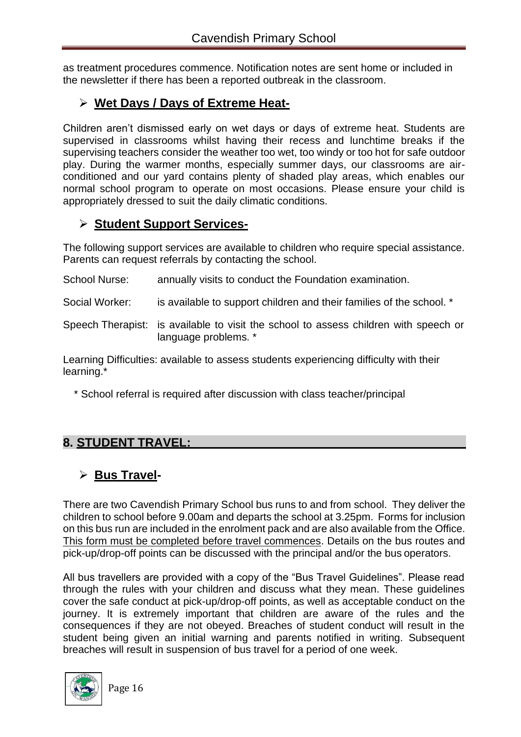as treatment procedures commence. Notification notes are sent home or included in the newsletter if there has been a reported outbreak in the classroom.

### ➢ **Wet Days / Days of Extreme Heat-**

Children aren't dismissed early on wet days or days of extreme heat. Students are supervised in classrooms whilst having their recess and lunchtime breaks if the supervising teachers consider the weather too wet, too windy or too hot for safe outdoor play. During the warmer months, especially summer days, our classrooms are air-conditioned and our yard contains plenty of shaded play areas, which enables our normal school program to operate on most occasions. Please ensure your child is appropriately dressed to suit the daily climatic conditions.

### ➢ **Student Support Services-**

The following support services are available to children who require special assistance. Parents can request referrals by contacting the school.

School Nurse: annually visits to conduct the Foundation examination.

Social Worker: is available to support children and their families of the school. *

Speech Therapist: is available to visit the school to assess children with speech or language problems. *

Learning Difficulties: available to assess students experiencing difficulty with their learning.*

\* School referral is required after discussion with class teacher/principal

## 8. STUDENT TRAVEL:

### ➢ **Bus Travel-**

There are two Cavendish Primary School bus runs to and from school. They deliver the children to school before 9.00am and departs the school at 3.25pm. Forms for inclusion on this bus run are included in the enrolment pack and are also available from the Office. This form must be completed before travel commences. Details on the bus routes and pick-up/drop-off points can be discussed with the principal and/or the bus operators.

All bus travellers are provided with a copy of the "Bus Travel Guidelines". Please read through the rules with your children and discuss what they mean. These guidelines cover the safe conduct at pick-up/drop-off points, as well as acceptable conduct on the journey. It is extremely important that children are aware of the rules and the consequences if they are not obeyed. Breaches of student conduct will result in the student being given an initial warning and parents notified in writing. Subsequent breaches will result in suspension of bus travel for a period of one week.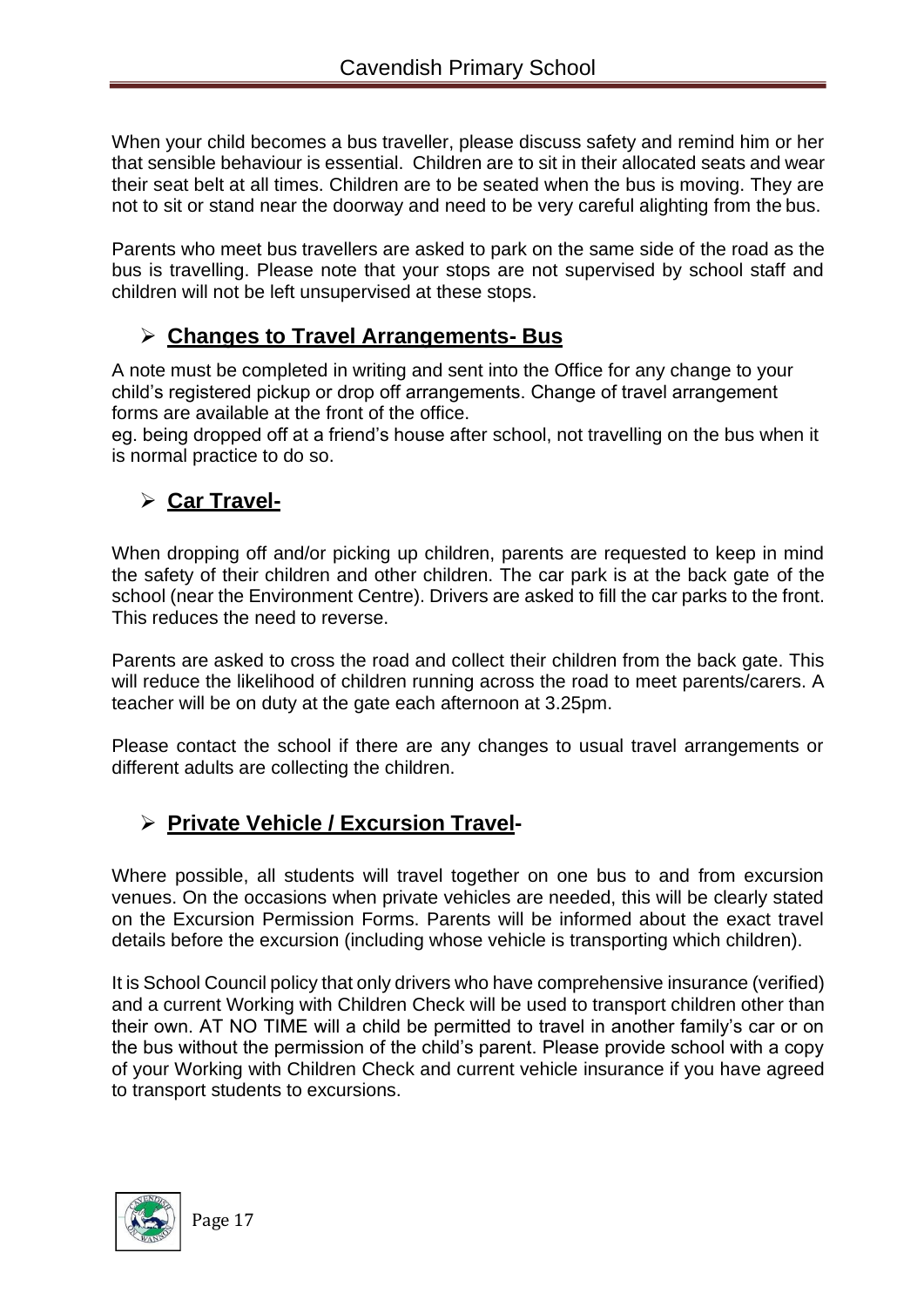When your child becomes a bus traveller, please discuss safety and remind him or her that sensible behaviour is essential. Children are to sit in their allocated seats and wear their seat belt at all times. Children are to be seated when the bus is moving. They are not to sit or stand near the doorway and need to be very careful alighting from the bus.

Parents who meet bus travellers are asked to park on the same side of the road as the bus is travelling. Please note that your stops are not supervised by school staff and children will not be left unsupervised at these stops.

### ➢ **Changes to Travel Arrangements- Bus**

A note must be completed in writing and sent into the Office for any change to your child's registered pickup or drop off arrangements. Change of travel arrangement forms are available at the front of the office.
eg. being dropped off at a friend's house after school, not travelling on the bus when it is normal practice to do so.

### ➢ **Car Travel-**

When dropping off and/or picking up children, parents are requested to keep in mind the safety of their children and other children. The car park is at the back gate of the school (near the Environment Centre). Drivers are asked to fill the car parks to the front. This reduces the need to reverse.

Parents are asked to cross the road and collect their children from the back gate. This will reduce the likelihood of children running across the road to meet parents/carers. A teacher will be on duty at the gate each afternoon at 3.25pm.

Please contact the school if there are any changes to usual travel arrangements or different adults are collecting the children.

### ➢ **Private Vehicle / Excursion Travel-**

Where possible, all students will travel together on one bus to and from excursion venues. On the occasions when private vehicles are needed, this will be clearly stated on the Excursion Permission Forms. Parents will be informed about the exact travel details before the excursion (including whose vehicle is transporting which children).

It is School Council policy that only drivers who have comprehensive insurance (verified) and a current Working with Children Check will be used to transport children other than their own. AT NO TIME will a child be permitted to travel in another family's car or on the bus without the permission of the child's parent. Please provide school with a copy of your Working with Children Check and current vehicle insurance if you have agreed to transport students to excursions.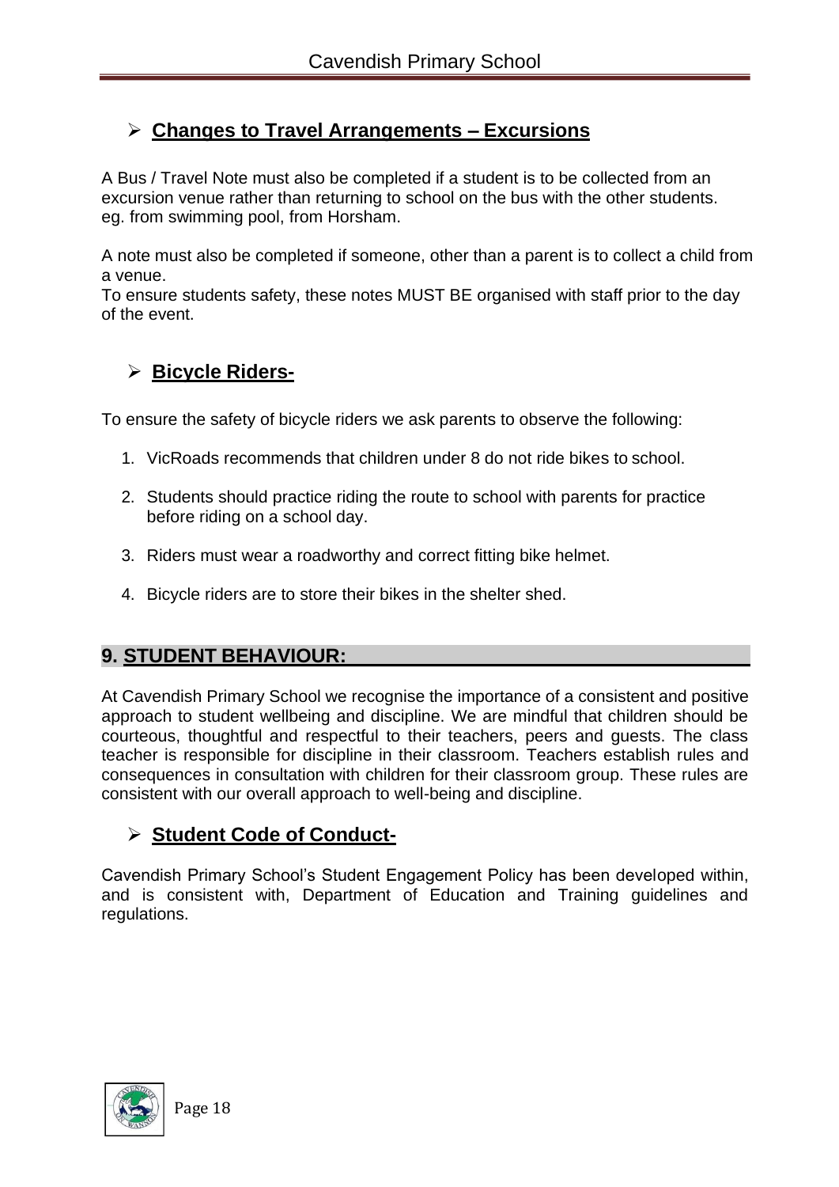## ➢ **Changes to Travel Arrangements – Excursions**

A Bus / Travel Note must also be completed if a student is to be collected from an excursion venue rather than returning to school on the bus with the other students. eg. from swimming pool, from Horsham.

A note must also be completed if someone, other than a parent is to collect a child from a venue.
To ensure students safety, these notes MUST BE organised with staff prior to the day of the event.

## ➢ **Bicycle Riders-**

To ensure the safety of bicycle riders we ask parents to observe the following:

1. VicRoads recommends that children under 8 do not ride bikes to school.
2. Students should practice riding the route to school with parents for practice before riding on a school day.
3. Riders must wear a roadworthy and correct fitting bike helmet.
4. Bicycle riders are to store their bikes in the shelter shed.

# 9. STUDENT BEHAVIOUR:

At Cavendish Primary School we recognise the importance of a consistent and positive approach to student wellbeing and discipline. We are mindful that children should be courteous, thoughtful and respectful to their teachers, peers and guests. The class teacher is responsible for discipline in their classroom. Teachers establish rules and consequences in consultation with children for their classroom group. These rules are consistent with our overall approach to well-being and discipline.

## ➢ **Student Code of Conduct-**

Cavendish Primary School's Student Engagement Policy has been developed within, and is consistent with, Department of Education and Training guidelines and regulations.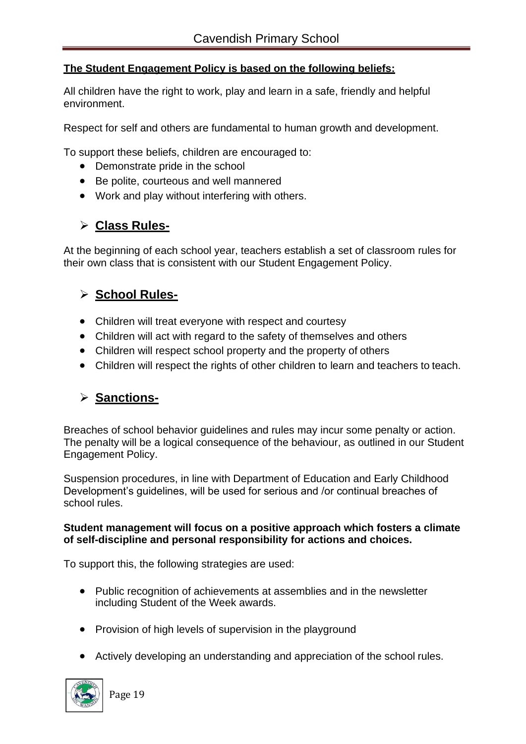**The Student Engagement Policy is based on the following beliefs:**

All children have the right to work, play and learn in a safe, friendly and helpful environment.

Respect for self and others are fundamental to human growth and development.

To support these beliefs, children are encouraged to:

- Demonstrate pride in the school
- Be polite, courteous and well mannered
- Work and play without interfering with others.

## Class Rules-

At the beginning of each school year, teachers establish a set of classroom rules for their own class that is consistent with our Student Engagement Policy.

## School Rules-

- Children will treat everyone with respect and courtesy
- Children will act with regard to the safety of themselves and others
- Children will respect school property and the property of others
- Children will respect the rights of other children to learn and teachers to teach.

## Sanctions-

Breaches of school behavior guidelines and rules may incur some penalty or action. The penalty will be a logical consequence of the behaviour, as outlined in our Student Engagement Policy.

Suspension procedures, in line with Department of Education and Early Childhood Development's guidelines, will be used for serious and /or continual breaches of school rules.

**Student management will focus on a positive approach which fosters a climate of self-discipline and personal responsibility for actions and choices.**

To support this, the following strategies are used:

- Public recognition of achievements at assemblies and in the newsletter including Student of the Week awards.
- Provision of high levels of supervision in the playground
- Actively developing an understanding and appreciation of the school rules.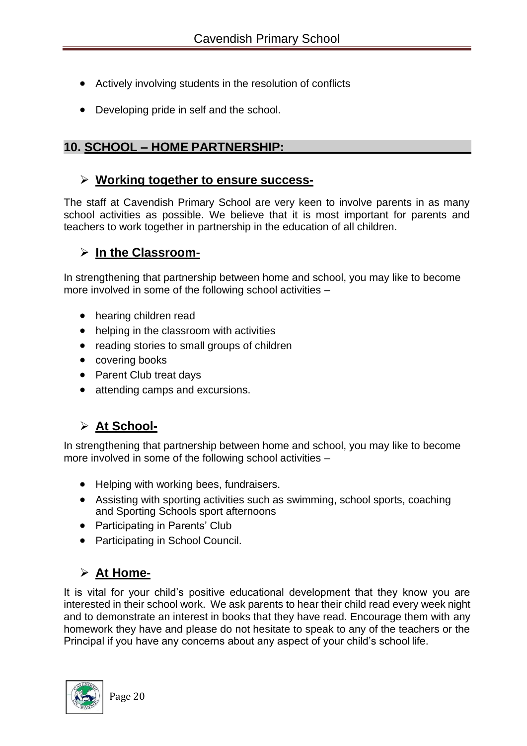- Actively involving students in the resolution of conflicts
- Developing pride in self and the school.

## 10. SCHOOL – HOME PARTNERSHIP:

### Working together to ensure success-

The staff at Cavendish Primary School are very keen to involve parents in as many school activities as possible. We believe that it is most important for parents and teachers to work together in partnership in the education of all children.

### In the Classroom-

In strengthening that partnership between home and school, you may like to become more involved in some of the following school activities –

- hearing children read
- helping in the classroom with activities
- reading stories to small groups of children
- covering books
- Parent Club treat days
- attending camps and excursions.

### At School-

In strengthening that partnership between home and school, you may like to become more involved in some of the following school activities –

- Helping with working bees, fundraisers.
- Assisting with sporting activities such as swimming, school sports, coaching and Sporting Schools sport afternoons
- Participating in Parents' Club
- Participating in School Council.

### At Home-

It is vital for your child's positive educational development that they know you are interested in their school work. We ask parents to hear their child read every week night and to demonstrate an interest in books that they have read. Encourage them with any homework they have and please do not hesitate to speak to any of the teachers or the Principal if you have any concerns about any aspect of your child's school life.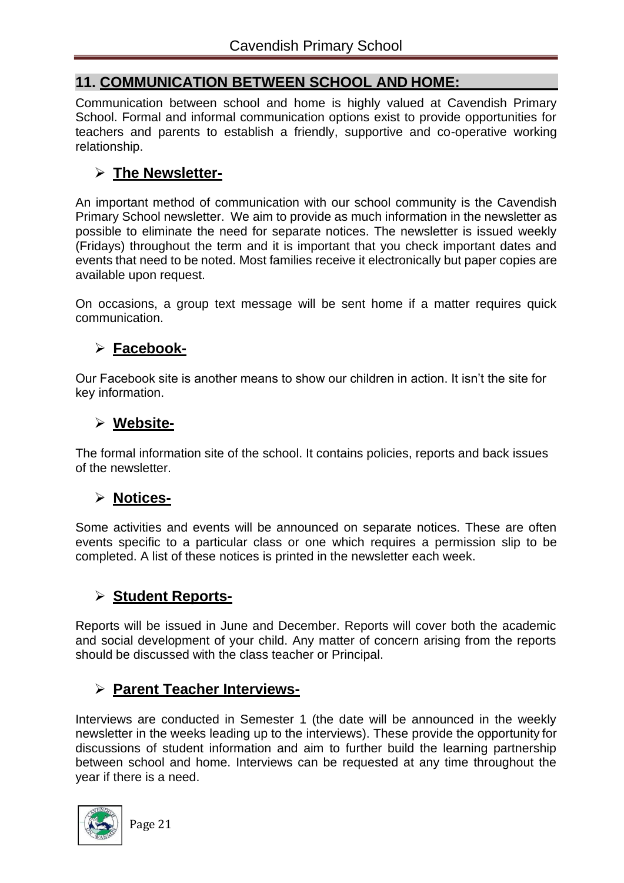## 11. COMMUNICATION BETWEEN SCHOOL AND HOME:

Communication between school and home is highly valued at Cavendish Primary School. Formal and informal communication options exist to provide opportunities for teachers and parents to establish a friendly, supportive and co-operative working relationship.

### ➢ The Newsletter-

An important method of communication with our school community is the Cavendish Primary School newsletter. We aim to provide as much information in the newsletter as possible to eliminate the need for separate notices. The newsletter is issued weekly (Fridays) throughout the term and it is important that you check important dates and events that need to be noted. Most families receive it electronically but paper copies are available upon request.

On occasions, a group text message will be sent home if a matter requires quick communication.

### ➢ Facebook-

Our Facebook site is another means to show our children in action. It isn't the site for key information.

### ➢ Website-

The formal information site of the school. It contains policies, reports and back issues of the newsletter.

### ➢ Notices-

Some activities and events will be announced on separate notices. These are often events specific to a particular class or one which requires a permission slip to be completed. A list of these notices is printed in the newsletter each week.

### ➢ Student Reports-

Reports will be issued in June and December. Reports will cover both the academic and social development of your child. Any matter of concern arising from the reports should be discussed with the class teacher or Principal.

### ➢ Parent Teacher Interviews-

Interviews are conducted in Semester 1 (the date will be announced in the weekly newsletter in the weeks leading up to the interviews). These provide the opportunity for discussions of student information and aim to further build the learning partnership between school and home. Interviews can be requested at any time throughout the year if there is a need.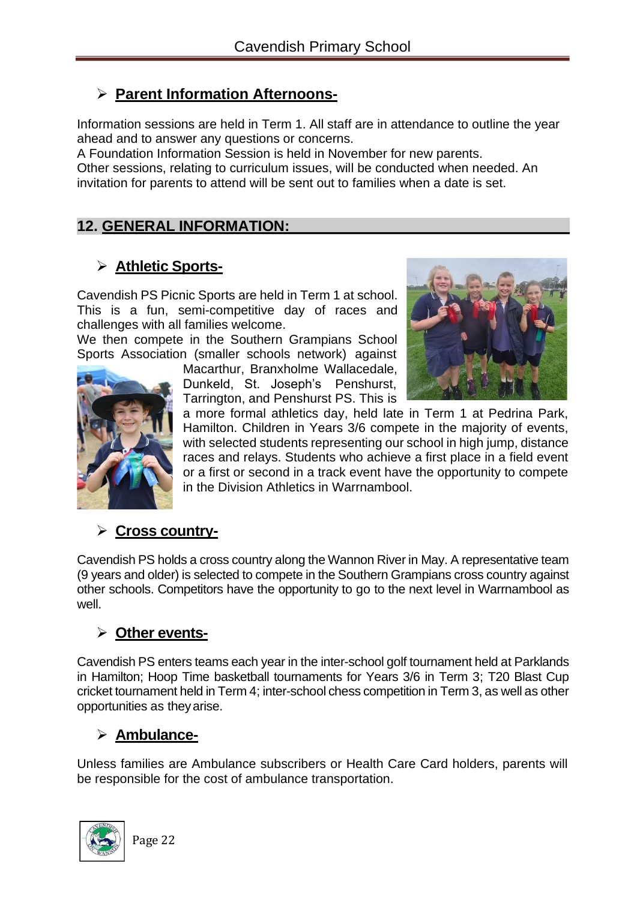- **Parent Information Afternoons-**

Information sessions are held in Term 1. All staff are in attendance to outline the year ahead and to answer any questions or concerns.
A Foundation Information Session is held in November for new parents.
Other sessions, relating to curriculum issues, will be conducted when needed. An invitation for parents to attend will be sent out to families when a date is set.

## 12. GENERAL INFORMATION:

- **Athletic Sports-**

Cavendish PS Picnic Sports are held in Term 1 at school. This is a fun, semi-competitive day of races and challenges with all families welcome.
We then compete in the Southern Grampians School Sports Association (smaller schools network) against Macarthur, Branxholme Wallacedale, Dunkeld, St. Joseph's Penshurst, Tarrington, and Penshurst PS. This is a more formal athletics day, held late in Term 1 at Pedrina Park, Hamilton. Children in Years 3/6 compete in the majority of events, with selected students representing our school in high jump, distance races and relays. Students who achieve a first place in a field event or a first or second in a track event have the opportunity to compete in the Division Athletics in Warrnambool.

- **Cross country-**

Cavendish PS holds a cross country along the Wannon River in May. A representative team (9 years and older) is selected to compete in the Southern Grampians cross country against other schools. Competitors have the opportunity to go to the next level in Warrnambool as well.

- **Other events-**

Cavendish PS enters teams each year in the inter-school golf tournament held at Parklands in Hamilton; Hoop Time basketball tournaments for Years 3/6 in Term 3; T20 Blast Cup cricket tournament held in Term 4; inter-school chess competition in Term 3, as well as other opportunities as they arise.

- **Ambulance-**

Unless families are Ambulance subscribers or Health Care Card holders, parents will be responsible for the cost of ambulance transportation.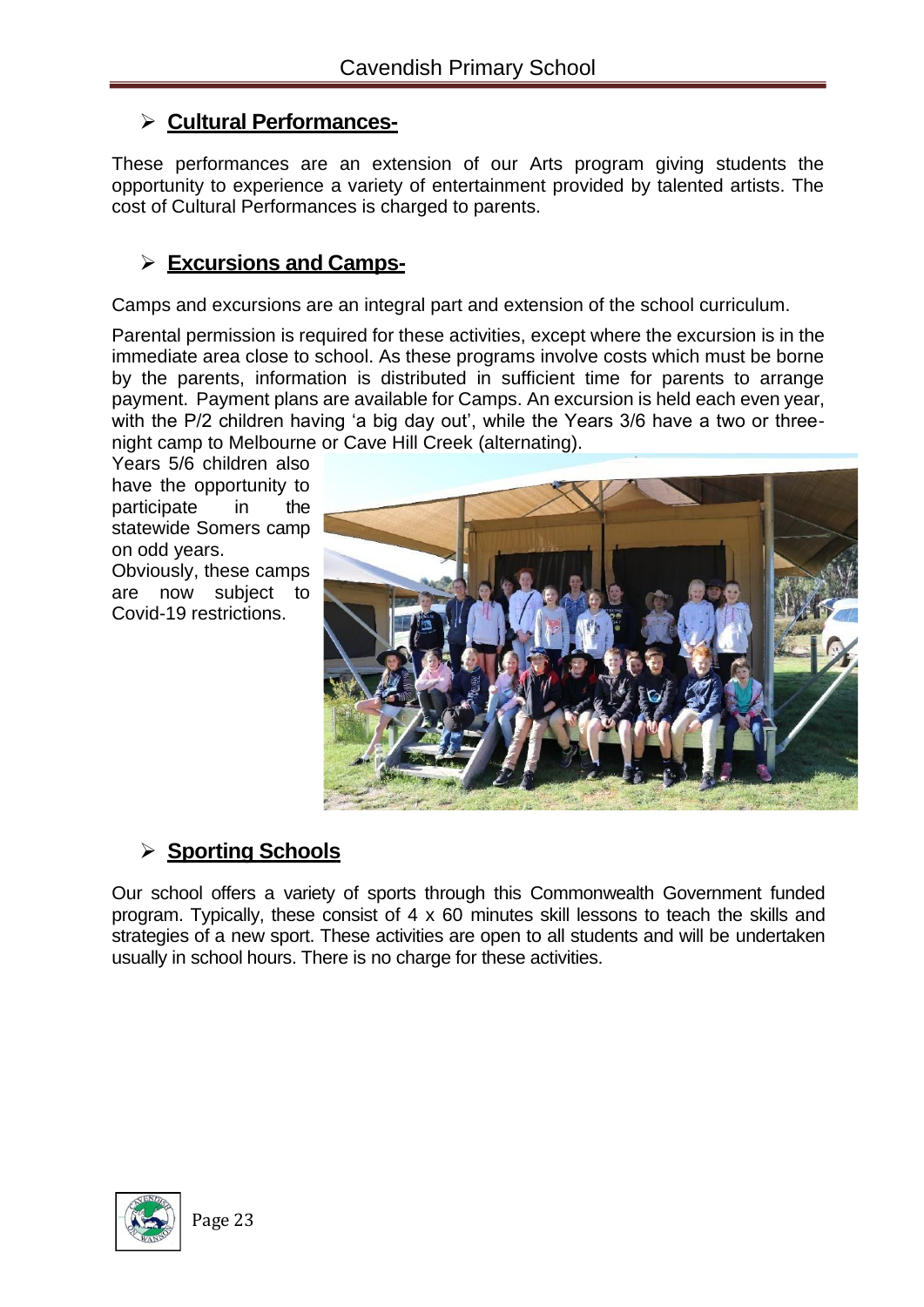## ➢ Cultural Performances-

These performances are an extension of our Arts program giving students the opportunity to experience a variety of entertainment provided by talented artists. The cost of Cultural Performances is charged to parents.

## ➢ Excursions and Camps-

Camps and excursions are an integral part and extension of the school curriculum.

Parental permission is required for these activities, except where the excursion is in the immediate area close to school. As these programs involve costs which must be borne by the parents, information is distributed in sufficient time for parents to arrange payment. Payment plans are available for Camps. An excursion is held each even year, with the P/2 children having 'a big day out', while the Years 3/6 have a two or three-night camp to Melbourne or Cave Hill Creek (alternating).

Years 5/6 children also have the opportunity to participate in the statewide Somers camp on odd years.

Obviously, these camps are now subject to Covid-19 restrictions.

## ➢ Sporting Schools

Our school offers a variety of sports through this Commonwealth Government funded program. Typically, these consist of 4 x 60 minutes skill lessons to teach the skills and strategies of a new sport. These activities are open to all students and will be undertaken usually in school hours. There is no charge for these activities.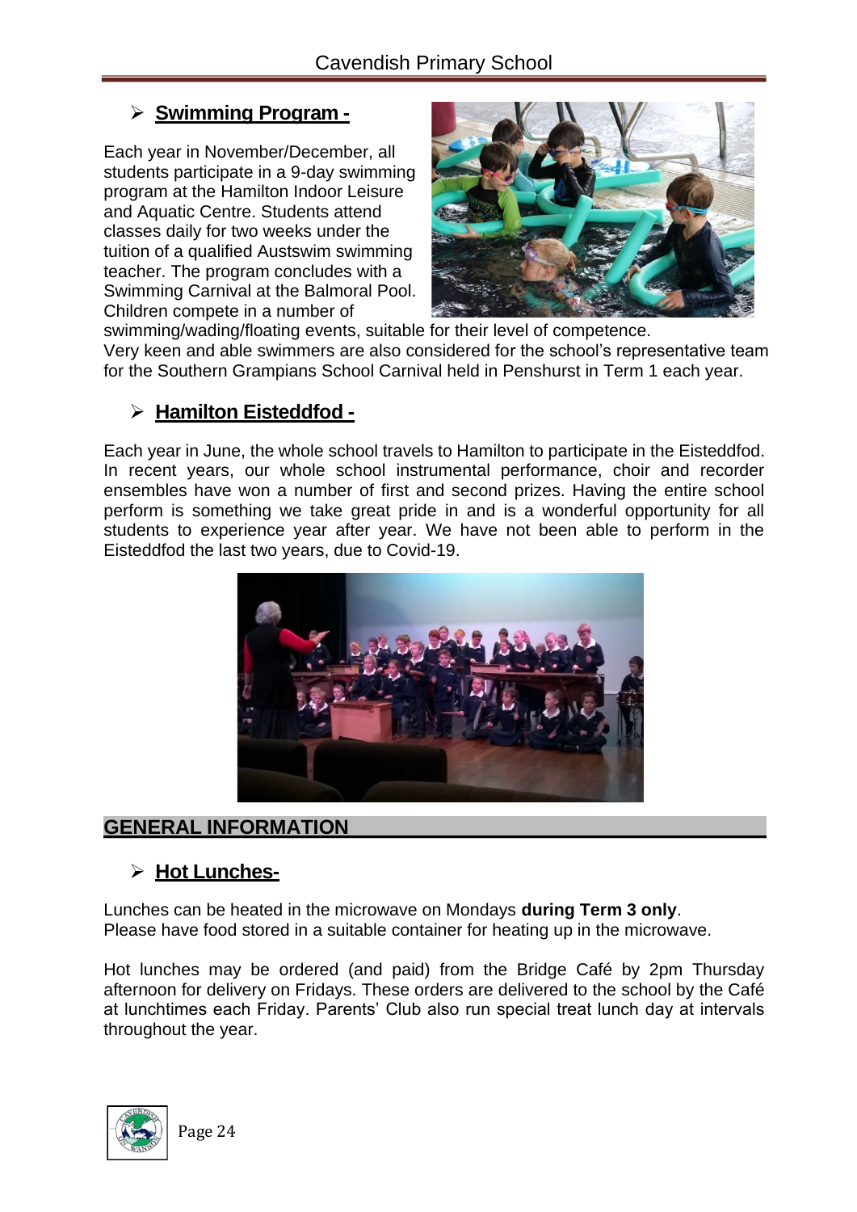- **Swimming Program -**

Each year in November/December, all students participate in a 9-day swimming program at the Hamilton Indoor Leisure and Aquatic Centre. Students attend classes daily for two weeks under the tuition of a qualified Austswim swimming teacher. The program concludes with a Swimming Carnival at the Balmoral Pool. Children compete in a number of swimming/wading/floating events, suitable for their level of competence.
Very keen and able swimmers are also considered for the school's representative team for the Southern Grampians School Carnival held in Penshurst in Term 1 each year.

- **Hamilton Eisteddfod -**

Each year in June, the whole school travels to Hamilton to participate in the Eisteddfod. In recent years, our whole school instrumental performance, choir and recorder ensembles have won a number of first and second prizes. Having the entire school perform is something we take great pride in and is a wonderful opportunity for all students to experience year after year. We have not been able to perform in the Eisteddfod the last two years, due to Covid-19.

## GENERAL INFORMATION

- **Hot Lunches-**

Lunches can be heated in the microwave on Mondays **during Term 3 only**.
Please have food stored in a suitable container for heating up in the microwave.

Hot lunches may be ordered (and paid) from the Bridge Café by 2pm Thursday afternoon for delivery on Fridays. These orders are delivered to the school by the Café at lunchtimes each Friday. Parents' Club also run special treat lunch day at intervals throughout the year.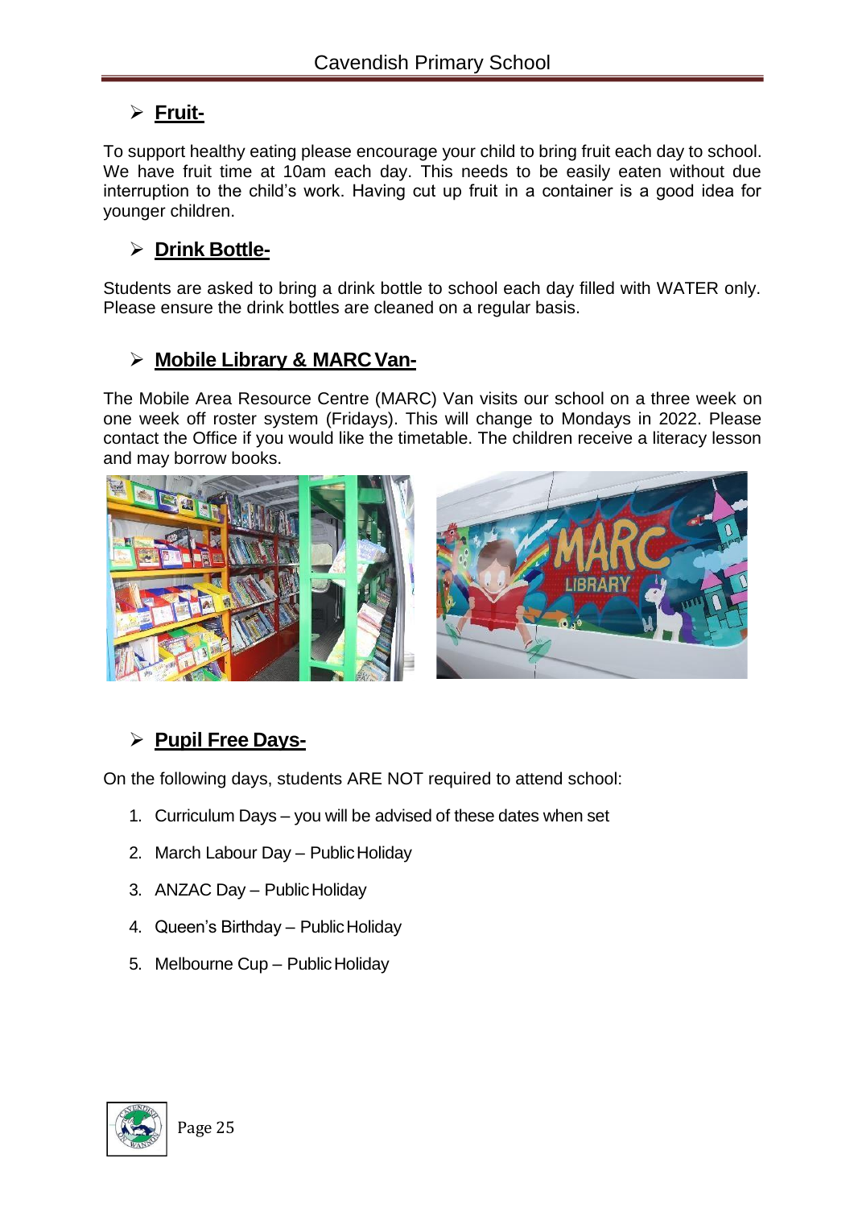## ➢ Fruit-

To support healthy eating please encourage your child to bring fruit each day to school. We have fruit time at 10am each day. This needs to be easily eaten without due interruption to the child's work. Having cut up fruit in a container is a good idea for younger children.

## ➢ Drink Bottle-

Students are asked to bring a drink bottle to school each day filled with WATER only. Please ensure the drink bottles are cleaned on a regular basis.

## ➢ Mobile Library & MARC Van-

The Mobile Area Resource Centre (MARC) Van visits our school on a three week on one week off roster system (Fridays). This will change to Mondays in 2022. Please contact the Office if you would like the timetable. The children receive a literacy lesson and may borrow books.

## ➢ Pupil Free Days-

On the following days, students ARE NOT required to attend school:

1. Curriculum Days – you will be advised of these dates when set
2. March Labour Day – Public Holiday
3. ANZAC Day – Public Holiday
4. Queen's Birthday – Public Holiday
5. Melbourne Cup – Public Holiday